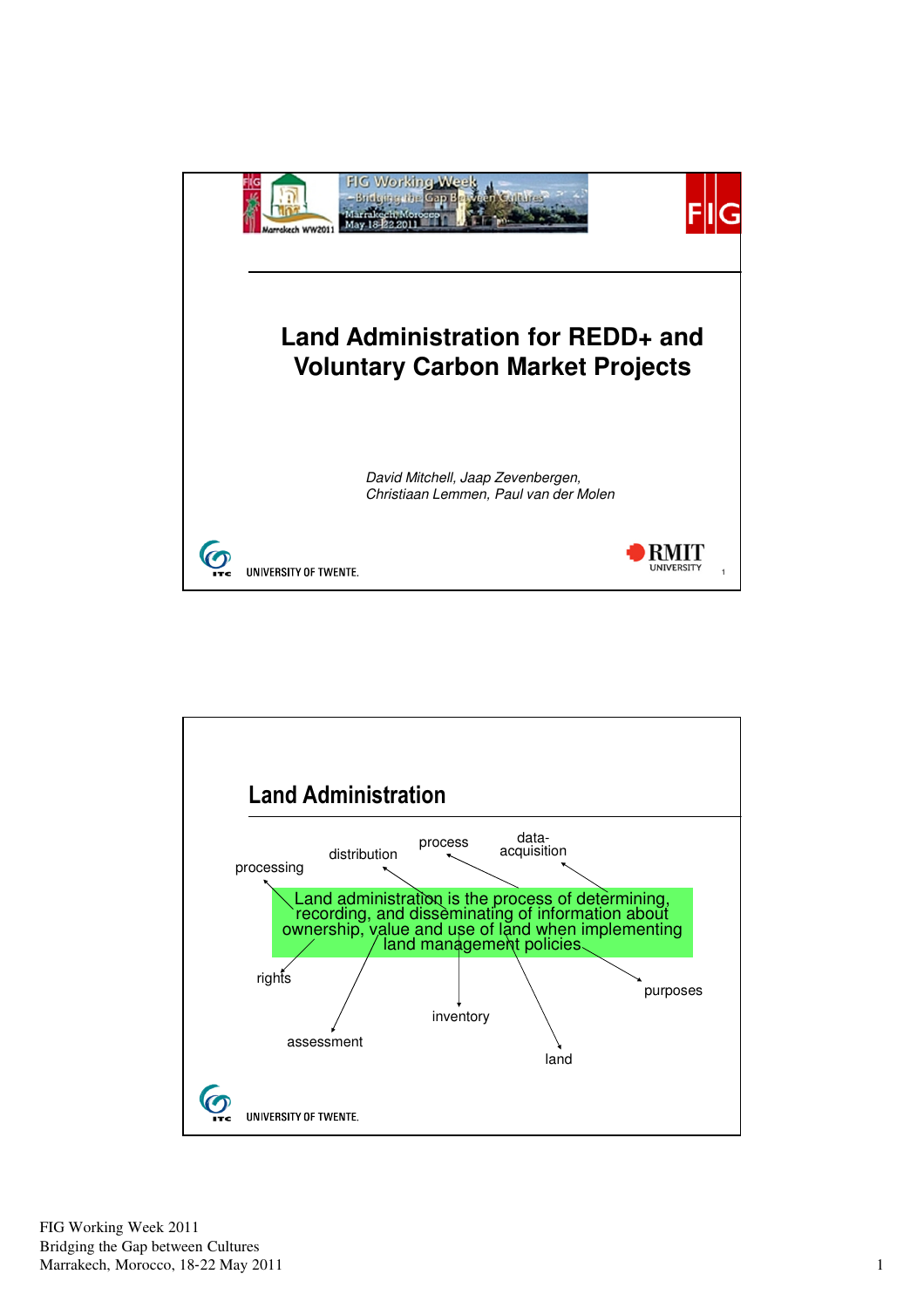# Land Administration for REDD+ and Voluntary Carbon Market Projects

*David Mitchell, Jaap Zevenbergen, Christiaan Lemmen, Paul van der Molen*

UNIVERSITY OF TWENTE.

RMIT UNIVERSITY

## Land Administration

Land administration is the process of determining, recording, and disseminating of information about ownership, value and use of land when implementing land management policies

processing, distribution, process, data-acquisition, rights, assessment, inventory, land, purposes

UNIVERSITY OF TWENTE.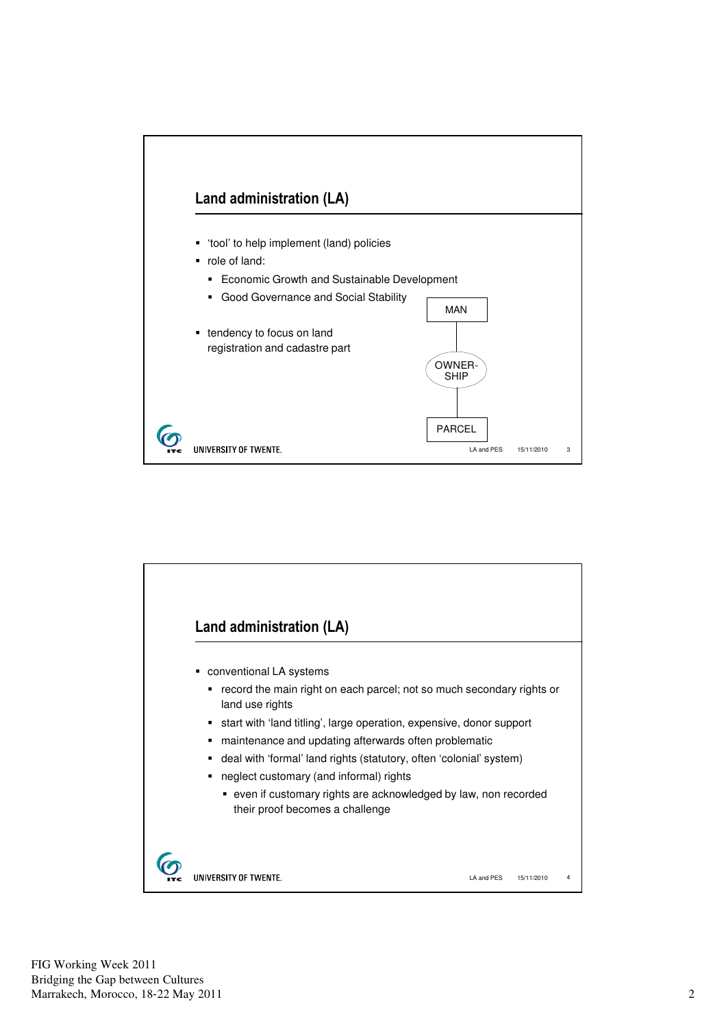## Land administration (LA)

- 'tool' to help implement (land) policies
- role of land:
  - Economic Growth and Sustainable Development
  - Good Governance and Social Stability
- tendency to focus on land registration and cadastre part

MAN

OWNER-SHIP

PARCEL

## Land administration (LA)

- conventional LA systems
  - record the main right on each parcel; not so much secondary rights or land use rights
  - start with 'land titling', large operation, expensive, donor support
  - maintenance and updating afterwards often problematic
  - deal with 'formal' land rights (statutory, often 'colonial' system)
  - neglect customary (and informal) rights
    - even if customary rights are acknowledged by law, non recorded their proof becomes a challenge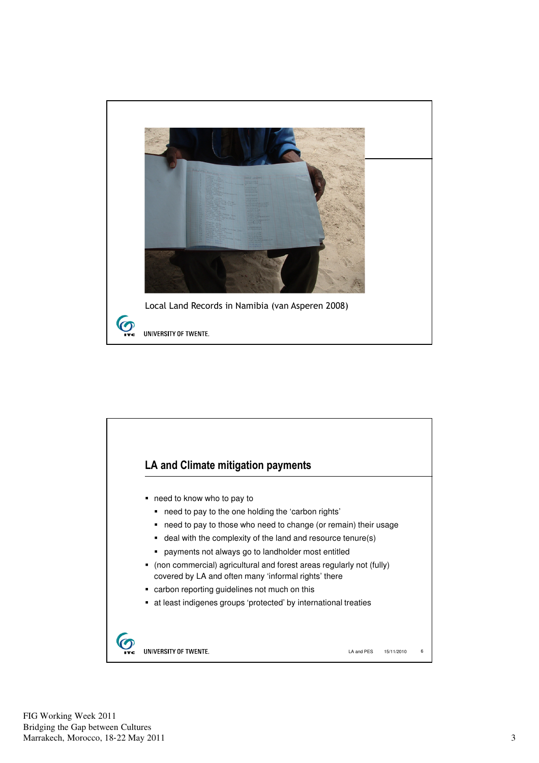Local Land Records in Namibia (van Asperen 2008)

UNIVERSITY OF TWENTE.

## LA and Climate mitigation payments

- need to know who to pay to
  - need to pay to the one holding the 'carbon rights'
  - need to pay to those who need to change (or remain) their usage
  - deal with the complexity of the land and resource tenure(s)
  - payments not always go to landholder most entitled
- (non commercial) agricultural and forest areas regularly not (fully) covered by LA and often many 'informal rights' there
- carbon reporting guidelines not much on this
- at least indigenes groups 'protected' by international treaties

UNIVERSITY OF TWENTE. LA and PES 15/11/2010 6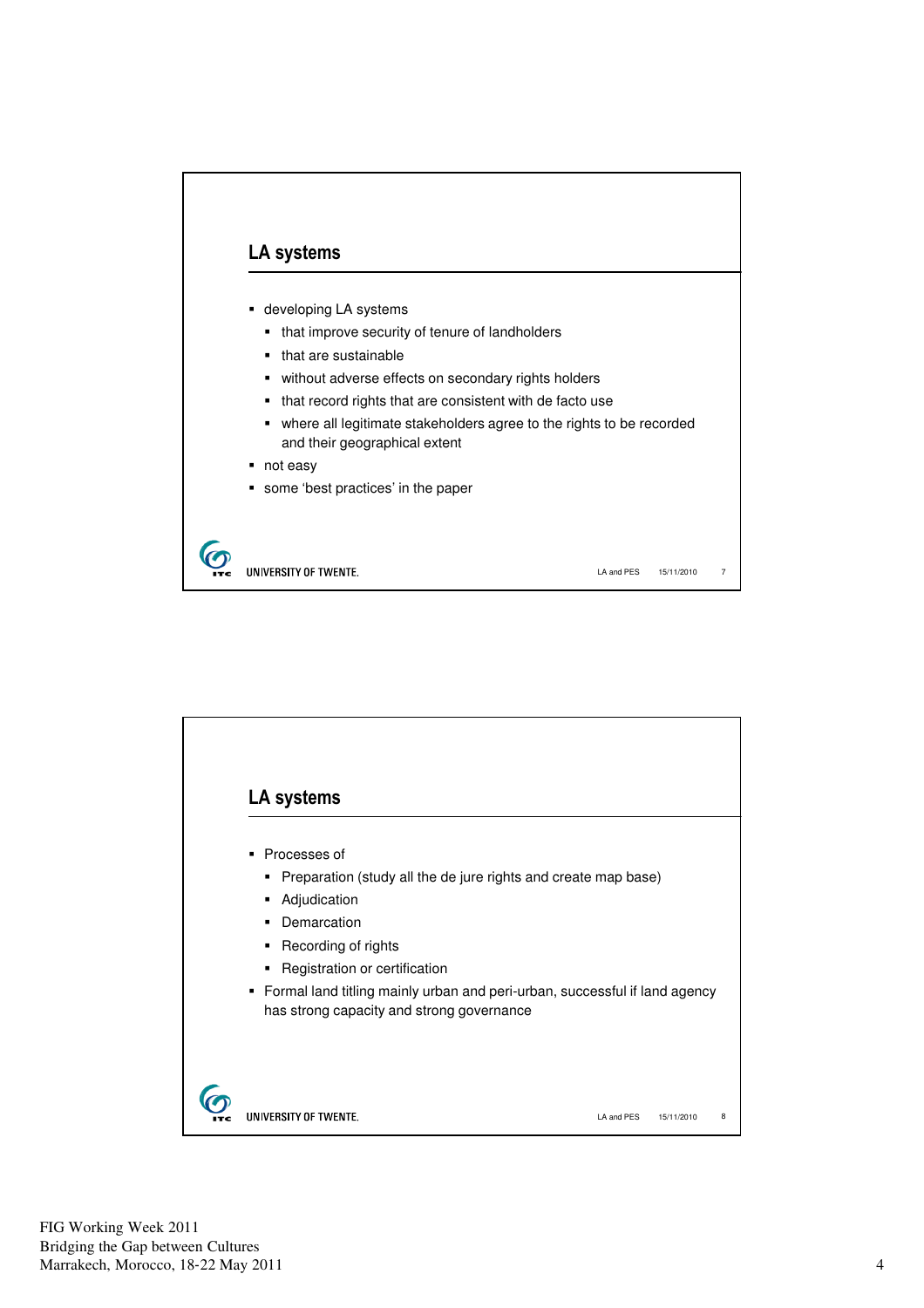## LA systems

- developing LA systems
  - that improve security of tenure of landholders
  - that are sustainable
  - without adverse effects on secondary rights holders
  - that record rights that are consistent with de facto use
  - where all legitimate stakeholders agree to the rights to be recorded and their geographical extent
- not easy
- some 'best practices' in the paper

## LA systems

- Processes of
  - Preparation (study all the de jure rights and create map base)
  - Adjudication
  - Demarcation
  - Recording of rights
  - Registration or certification
- Formal land titling mainly urban and peri-urban, successful if land agency has strong capacity and strong governance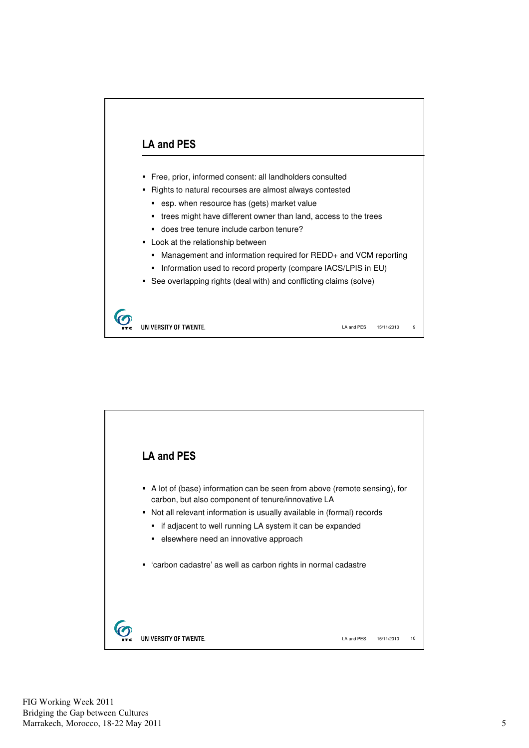## LA and PES

- Free, prior, informed consent: all landholders consulted
- Rights to natural recourses are almost always contested
  - esp. when resource has (gets) market value
  - trees might have different owner than land, access to the trees
  - does tree tenure include carbon tenure?
- Look at the relationship between
  - Management and information required for REDD+ and VCM reporting
  - Information used to record property (compare IACS/LPIS in EU)
- See overlapping rights (deal with) and conflicting claims (solve)

## LA and PES

- A lot of (base) information can be seen from above (remote sensing), for carbon, but also component of tenure/innovative LA
- Not all relevant information is usually available in (formal) records
  - if adjacent to well running LA system it can be expanded
  - elsewhere need an innovative approach
- 'carbon cadastre' as well as carbon rights in normal cadastre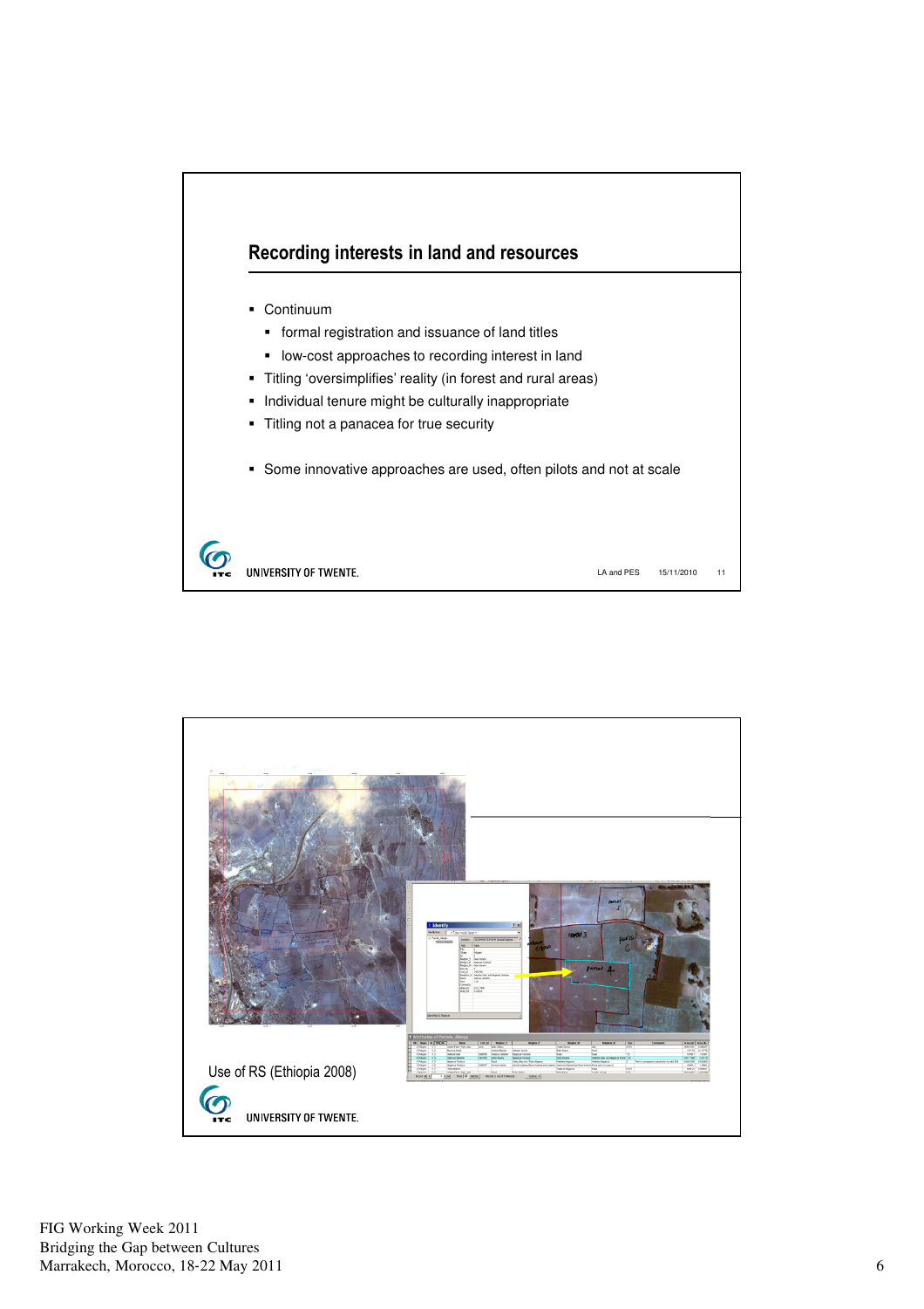## Recording interests in land and resources

- Continuum
  - formal registration and issuance of land titles
  - low-cost approaches to recording interest in land
- Titling 'oversimplifies' reality (in forest and rural areas)
- Individual tenure might be culturally inappropriate
- Titling not a panacea for true security

- Some innovative approaches are used, often pilots and not at scale

Use of RS (Ethiopia 2008)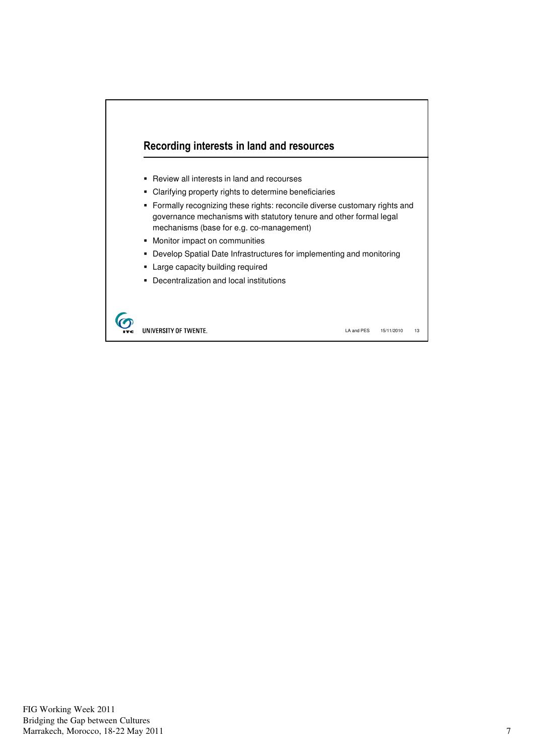## Recording interests in land and resources

- Review all interests in land and recourses
- Clarifying property rights to determine beneficiaries
- Formally recognizing these rights: reconcile diverse customary rights and governance mechanisms with statutory tenure and other formal legal mechanisms (base for e.g. co-management)
- Monitor impact on communities
- Develop Spatial Date Infrastructures for implementing and monitoring
- Large capacity building required
- Decentralization and local institutions

UNIVERSITY OF TWENTE.

LA and PES 15/11/2010 13